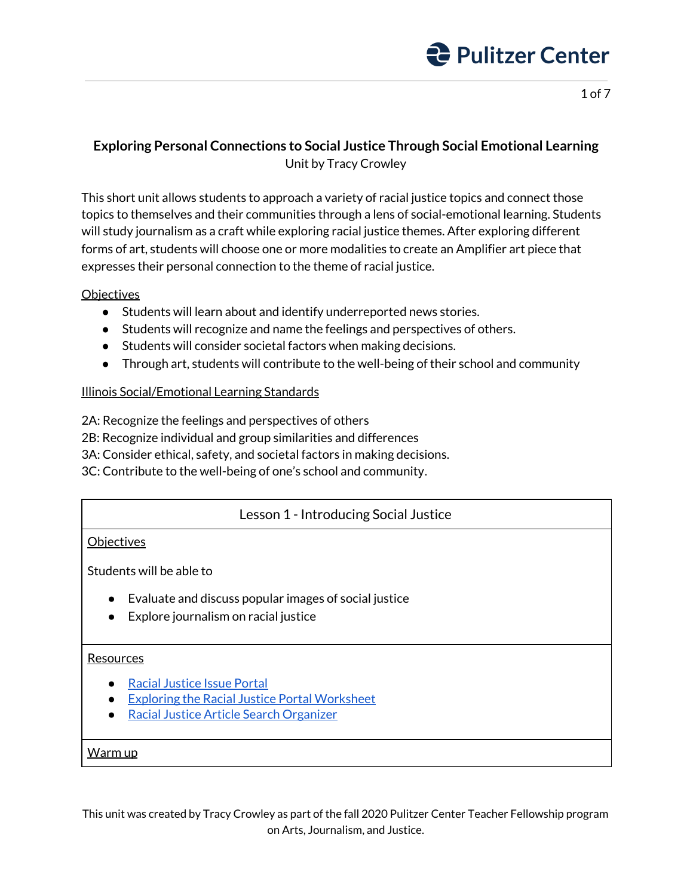# Exploring Personal Connections to Social Justice Through Social Emotional Learning

Unit by Tracy Crowley

This short unit allows students to approach a variety of racial justice topics and connect those topics to themselves and their communities through a lens of social-emotional learning. Students will study journalism as a craft while exploring racial justice themes. After exploring different forms of art, students will choose one or more modalities to create an Amplifier art piece that expresses their personal connection to the theme of racial justice.

Objectives

- Students will learn about and identify underreported news stories.
- Students will recognize and name the feelings and perspectives of others.
- Students will consider societal factors when making decisions.
- Through art, students will contribute to the well-being of their school and community

Illinois Social/Emotional Learning Standards

2A: Recognize the feelings and perspectives of others
2B: Recognize individual and group similarities and differences
3A: Consider ethical, safety, and societal factors in making decisions.
3C: Contribute to the well-being of one's school and community.

## Lesson 1 - Introducing Social Justice

Objectives

Students will be able to

- Evaluate and discuss popular images of social justice
- Explore journalism on racial justice

Resources

- Racial Justice Issue Portal
- Exploring the Racial Justice Portal Worksheet
- Racial Justice Article Search Organizer

Warm up

This unit was created by Tracy Crowley as part of the fall 2020 Pulitzer Center Teacher Fellowship program on Arts, Journalism, and Justice.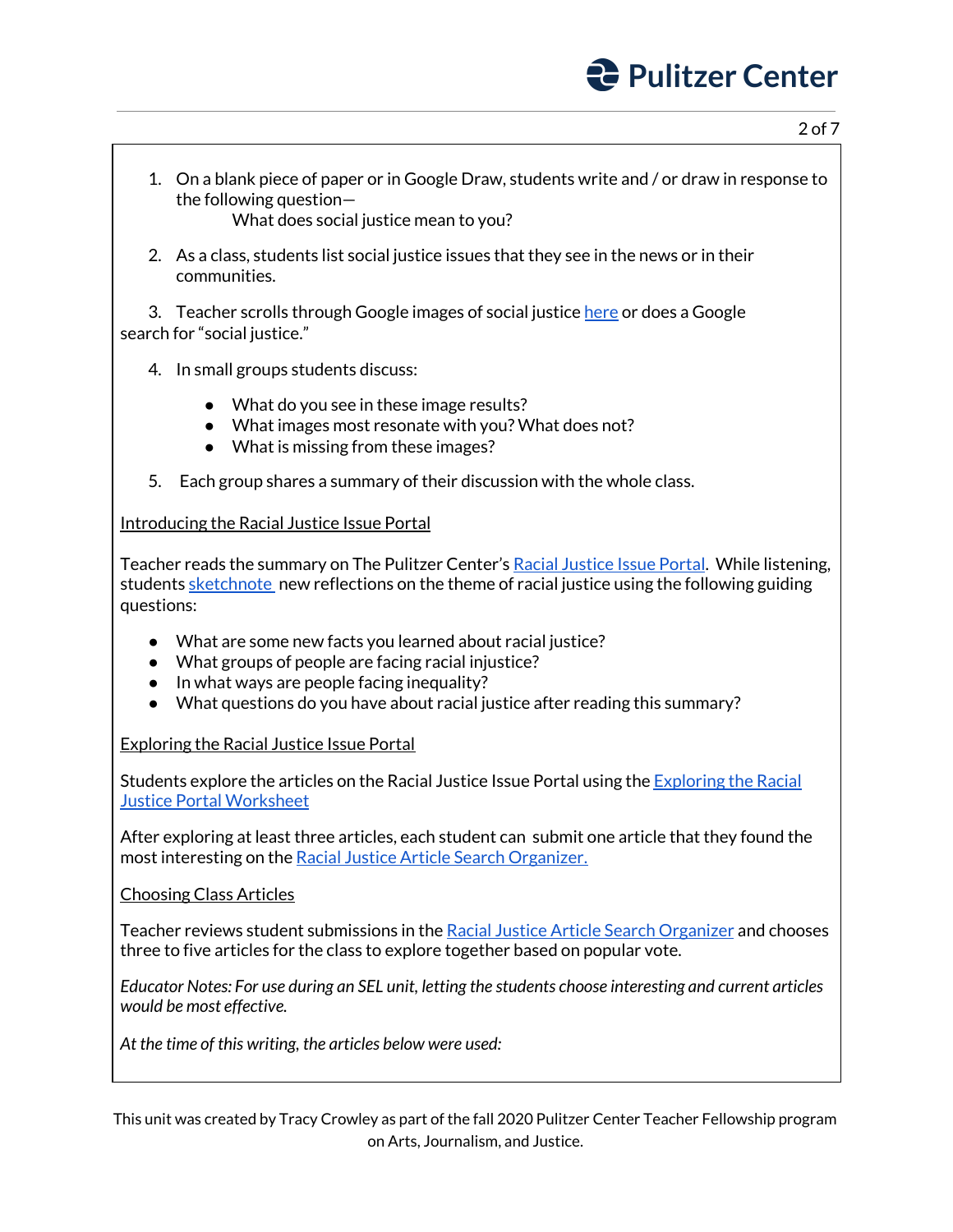1. On a blank piece of paper or in Google Draw, students write and / or draw in response to the following question—

   What does social justice mean to you?

2. As a class, students list social justice issues that they see in the news or in their communities.

3. Teacher scrolls through Google images of social justice here or does a Google search for "social justice."

4. In small groups students discuss:

   - What do you see in these image results?
   - What images most resonate with you? What does not?
   - What is missing from these images?

5. Each group shares a summary of their discussion with the whole class.

Introducing the Racial Justice Issue Portal

Teacher reads the summary on The Pulitzer Center's Racial Justice Issue Portal. While listening, students sketchnote new reflections on the theme of racial justice using the following guiding questions:

- What are some new facts you learned about racial justice?
- What groups of people are facing racial injustice?
- In what ways are people facing inequality?
- What questions do you have about racial justice after reading this summary?

Exploring the Racial Justice Issue Portal

Students explore the articles on the Racial Justice Issue Portal using the Exploring the Racial Justice Portal Worksheet

After exploring at least three articles, each student can submit one article that they found the most interesting on the Racial Justice Article Search Organizer.

Choosing Class Articles

Teacher reviews student submissions in the Racial Justice Article Search Organizer and chooses three to five articles for the class to explore together based on popular vote.

*Educator Notes: For use during an SEL unit, letting the students choose interesting and current articles would be most effective.*

*At the time of this writing, the articles below were used:*

This unit was created by Tracy Crowley as part of the fall 2020 Pulitzer Center Teacher Fellowship program on Arts, Journalism, and Justice.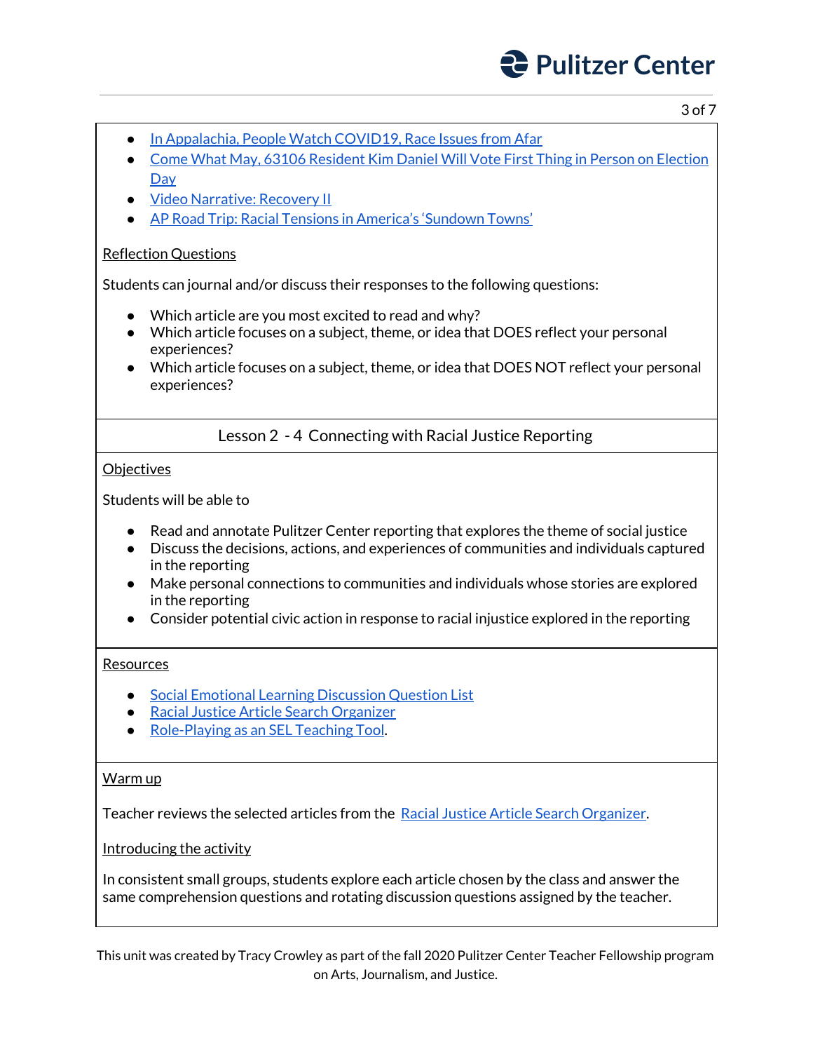- In Appalachia, People Watch COVID19, Race Issues from Afar
- Come What May, 63106 Resident Kim Daniel Will Vote First Thing in Person on Election Day
- Video Narrative: Recovery II
- AP Road Trip: Racial Tensions in America's 'Sundown Towns'

Reflection Questions

Students can journal and/or discuss their responses to the following questions:

- Which article are you most excited to read and why?
- Which article focuses on a subject, theme, or idea that DOES reflect your personal experiences?
- Which article focuses on a subject, theme, or idea that DOES NOT reflect your personal experiences?

## Lesson 2 - 4 Connecting with Racial Justice Reporting

Objectives

Students will be able to

- Read and annotate Pulitzer Center reporting that explores the theme of social justice
- Discuss the decisions, actions, and experiences of communities and individuals captured in the reporting
- Make personal connections to communities and individuals whose stories are explored in the reporting
- Consider potential civic action in response to racial injustice explored in the reporting

Resources

- Social Emotional Learning Discussion Question List
- Racial Justice Article Search Organizer
- Role-Playing as an SEL Teaching Tool.

Warm up

Teacher reviews the selected articles from the Racial Justice Article Search Organizer.

Introducing the activity

In consistent small groups, students explore each article chosen by the class and answer the same comprehension questions and rotating discussion questions assigned by the teacher.

This unit was created by Tracy Crowley as part of the fall 2020 Pulitzer Center Teacher Fellowship program on Arts, Journalism, and Justice.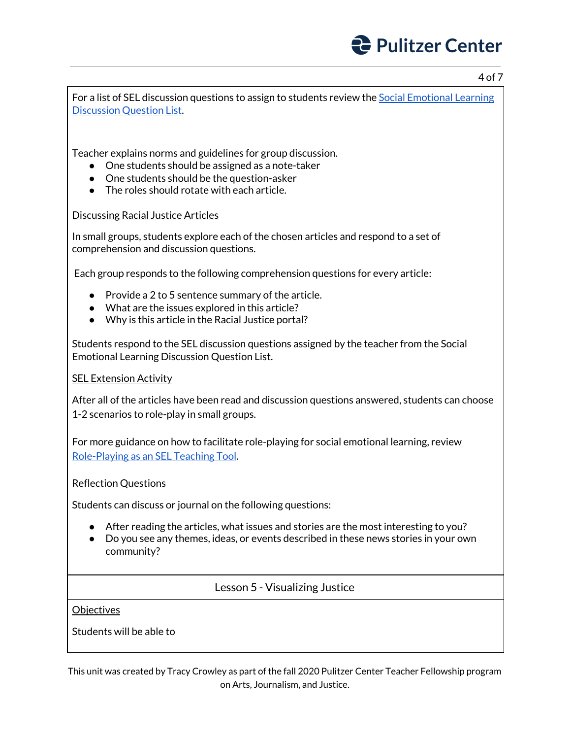For a list of SEL discussion questions to assign to students review the [Social Emotional Learning Discussion Question List](#).

Teacher explains norms and guidelines for group discussion.

- One students should be assigned as a note-taker
- One students should be the question-asker
- The roles should rotate with each article.

<u>Discussing Racial Justice Articles</u>

In small groups, students explore each of the chosen articles and respond to a set of comprehension and discussion questions.

Each group responds to the following comprehension questions for every article:

- Provide a 2 to 5 sentence summary of the article.
- What are the issues explored in this article?
- Why is this article in the Racial Justice portal?

Students respond to the SEL discussion questions assigned by the teacher from the Social Emotional Learning Discussion Question List.

<u>SEL Extension Activity</u>

After all of the articles have been read and discussion questions answered, students can choose 1-2 scenarios to role-play in small groups.

For more guidance on how to facilitate role-playing for social emotional learning, review [Role-Playing as an SEL Teaching Tool](#).

<u>Reflection Questions</u>

Students can discuss or journal on the following questions:

- After reading the articles, what issues and stories are the most interesting to you?
- Do you see any themes, ideas, or events described in these news stories in your own community?

## Lesson 5 - Visualizing Justice

<u>Objectives</u>

Students will be able to

This unit was created by Tracy Crowley as part of the fall 2020 Pulitzer Center Teacher Fellowship program on Arts, Journalism, and Justice.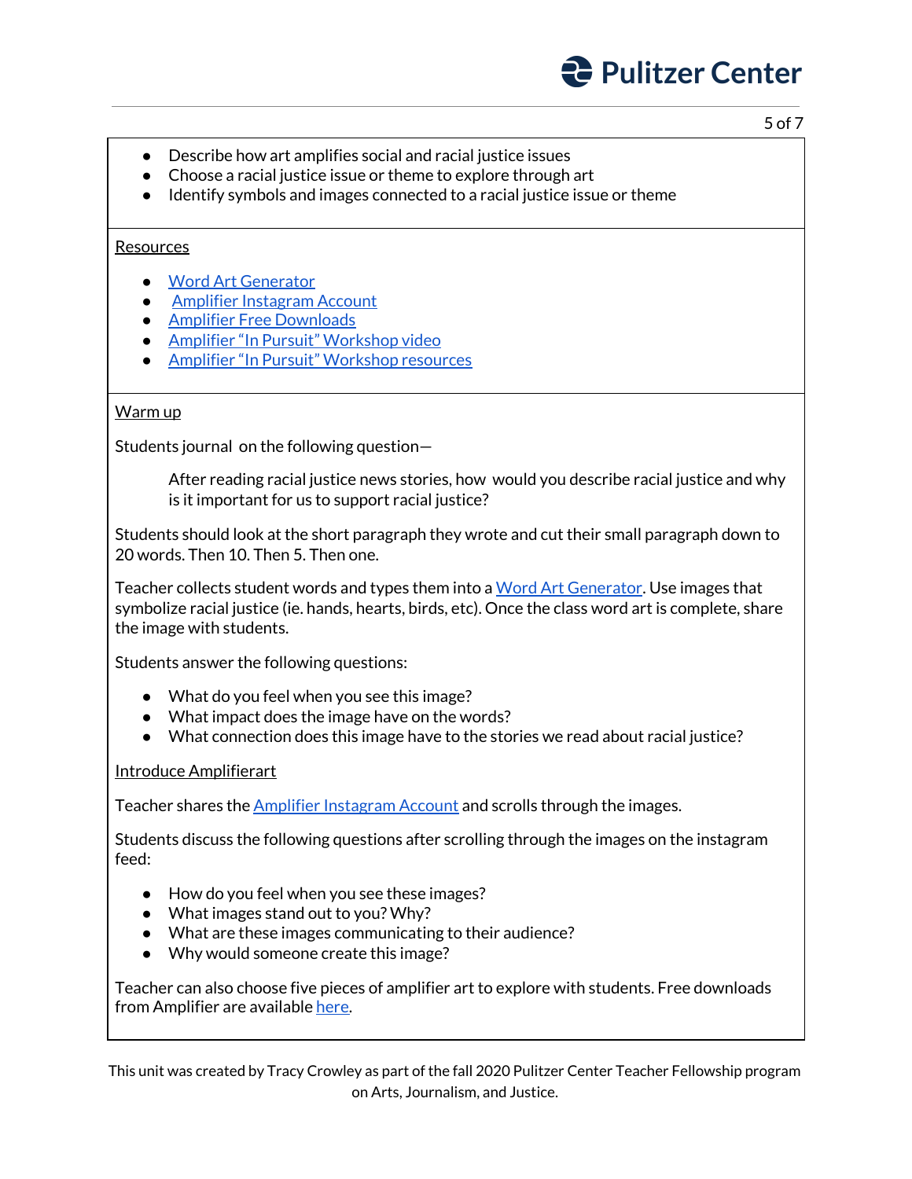- Describe how art amplifies social and racial justice issues
- Choose a racial justice issue or theme to explore through art
- Identify symbols and images connected to a racial justice issue or theme

Resources

- Word Art Generator
- Amplifier Instagram Account
- Amplifier Free Downloads
- Amplifier "In Pursuit" Workshop video
- Amplifier "In Pursuit" Workshop resources

Warm up

Students journal on the following question—

> After reading racial justice news stories, how would you describe racial justice and why is it important for us to support racial justice?

Students should look at the short paragraph they wrote and cut their small paragraph down to 20 words. Then 10. Then 5. Then one.

Teacher collects student words and types them into a Word Art Generator. Use images that symbolize racial justice (ie. hands, hearts, birds, etc). Once the class word art is complete, share the image with students.

Students answer the following questions:

- What do you feel when you see this image?
- What impact does the image have on the words?
- What connection does this image have to the stories we read about racial justice?

Introduce Amplifierart

Teacher shares the Amplifier Instagram Account and scrolls through the images.

Students discuss the following questions after scrolling through the images on the instagram feed:

- How do you feel when you see these images?
- What images stand out to you? Why?
- What are these images communicating to their audience?
- Why would someone create this image?

Teacher can also choose five pieces of amplifier art to explore with students. Free downloads from Amplifier are available here.

This unit was created by Tracy Crowley as part of the fall 2020 Pulitzer Center Teacher Fellowship program on Arts, Journalism, and Justice.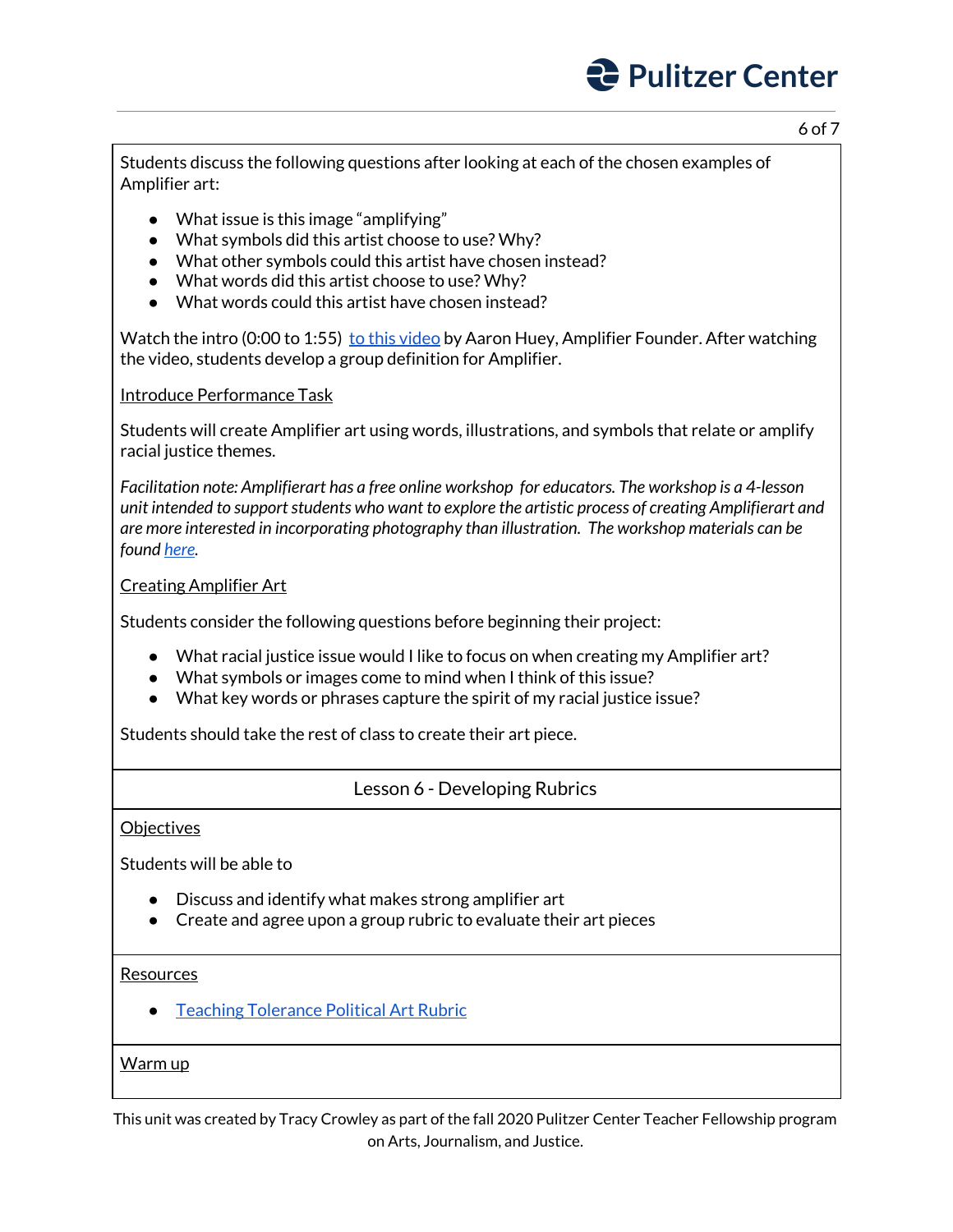Students discuss the following questions after looking at each of the chosen examples of Amplifier art:

- What issue is this image "amplifying"
- What symbols did this artist choose to use? Why?
- What other symbols could this artist have chosen instead?
- What words did this artist choose to use? Why?
- What words could this artist have chosen instead?

Watch the intro (0:00 to 1:55) to this video by Aaron Huey, Amplifier Founder. After watching the video, students develop a group definition for Amplifier.

Introduce Performance Task

Students will create Amplifier art using words, illustrations, and symbols that relate or amplify racial justice themes.

*Facilitation note: Amplifierart has a free online workshop for educators. The workshop is a 4-lesson unit intended to support students who want to explore the artistic process of creating Amplifierart and are more interested in incorporating photography than illustration. The workshop materials can be found here.*

Creating Amplifier Art

Students consider the following questions before beginning their project:

- What racial justice issue would I like to focus on when creating my Amplifier art?
- What symbols or images come to mind when I think of this issue?
- What key words or phrases capture the spirit of my racial justice issue?

Students should take the rest of class to create their art piece.

## Lesson 6 - Developing Rubrics

Objectives

Students will be able to

- Discuss and identify what makes strong amplifier art
- Create and agree upon a group rubric to evaluate their art pieces

Resources

- Teaching Tolerance Political Art Rubric

Warm up

This unit was created by Tracy Crowley as part of the fall 2020 Pulitzer Center Teacher Fellowship program on Arts, Journalism, and Justice.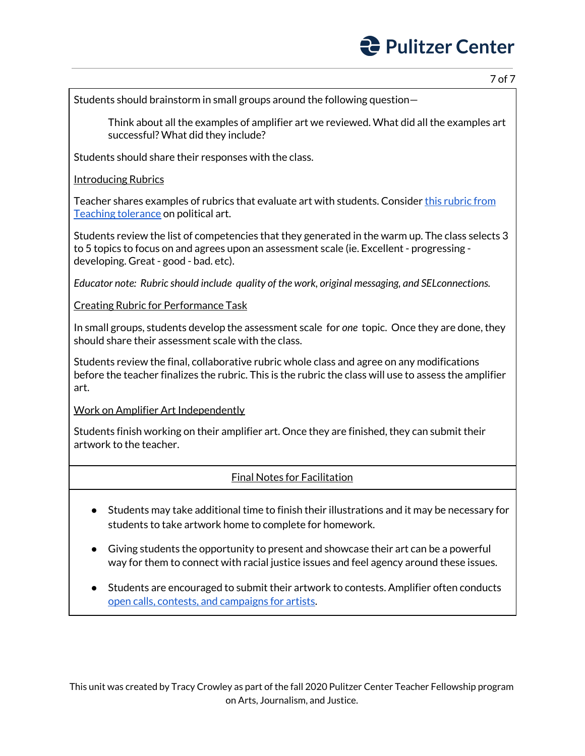Students should brainstorm in small groups around the following question—

> Think about all the examples of amplifier art we reviewed. What did all the examples art successful? What did they include?

Students should share their responses with the class.

Introducing Rubrics

Teacher shares examples of rubrics that evaluate art with students. Consider this rubric from Teaching tolerance on political art.

Students review the list of competencies that they generated in the warm up. The class selects 3 to 5 topics to focus on and agrees upon an assessment scale (ie. Excellent - progressing - developing. Great - good - bad. etc).

*Educator note: Rubric should include quality of the work, original messaging, and SELconnections.*

Creating Rubric for Performance Task

In small groups, students develop the assessment scale for *one* topic. Once they are done, they should share their assessment scale with the class.

Students review the final, collaborative rubric whole class and agree on any modifications before the teacher finalizes the rubric. This is the rubric the class will use to assess the amplifier art.

Work on Amplifier Art Independently

Students finish working on their amplifier art. Once they are finished, they can submit their artwork to the teacher.

Final Notes for Facilitation

- Students may take additional time to finish their illustrations and it may be necessary for students to take artwork home to complete for homework.
- Giving students the opportunity to present and showcase their art can be a powerful way for them to connect with racial justice issues and feel agency around these issues.
- Students are encouraged to submit their artwork to contests. Amplifier often conducts open calls, contests, and campaigns for artists.

This unit was created by Tracy Crowley as part of the fall 2020 Pulitzer Center Teacher Fellowship program on Arts, Journalism, and Justice.